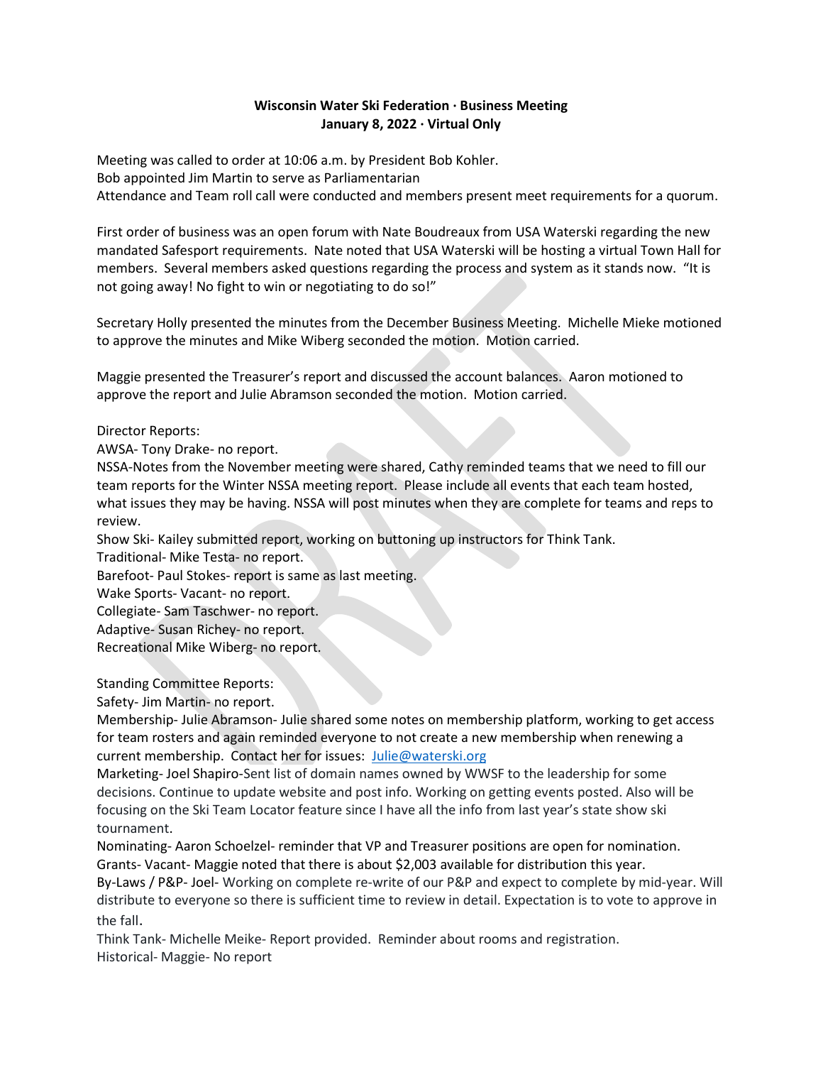**Wisconsin Water Ski Federation · Business Meeting**
**January 8, 2022 · Virtual Only**

Meeting was called to order at 10:06 a.m. by President Bob Kohler.
Bob appointed Jim Martin to serve as Parliamentarian
Attendance and Team roll call were conducted and members present meet requirements for a quorum.

First order of business was an open forum with Nate Boudreaux from USA Waterski regarding the new mandated Safesport requirements. Nate noted that USA Waterski will be hosting a virtual Town Hall for members. Several members asked questions regarding the process and system as it stands now. "It is not going away! No fight to win or negotiating to do so!"

Secretary Holly presented the minutes from the December Business Meeting. Michelle Mieke motioned to approve the minutes and Mike Wiberg seconded the motion. Motion carried.

Maggie presented the Treasurer's report and discussed the account balances. Aaron motioned to approve the report and Julie Abramson seconded the motion. Motion carried.

Director Reports:
AWSA- Tony Drake- no report.
NSSA-Notes from the November meeting were shared, Cathy reminded teams that we need to fill our team reports for the Winter NSSA meeting report. Please include all events that each team hosted, what issues they may be having. NSSA will post minutes when they are complete for teams and reps to review.
Show Ski- Kailey submitted report, working on buttoning up instructors for Think Tank.
Traditional- Mike Testa- no report.
Barefoot- Paul Stokes- report is same as last meeting.
Wake Sports- Vacant- no report.
Collegiate- Sam Taschwer- no report.
Adaptive- Susan Richey- no report.
Recreational Mike Wiberg- no report.

Standing Committee Reports:
Safety- Jim Martin- no report.
Membership- Julie Abramson- Julie shared some notes on membership platform, working to get access for team rosters and again reminded everyone to not create a new membership when renewing a current membership. Contact her for issues: Julie@waterski.org
Marketing- Joel Shapiro-Sent list of domain names owned by WWSF to the leadership for some decisions. Continue to update website and post info. Working on getting events posted. Also will be focusing on the Ski Team Locator feature since I have all the info from last year's state show ski tournament.
Nominating- Aaron Schoelzel- reminder that VP and Treasurer positions are open for nomination.
Grants- Vacant- Maggie noted that there is about $2,003 available for distribution this year.
By-Laws / P&P- Joel- Working on complete re-write of our P&P and expect to complete by mid-year. Will distribute to everyone so there is sufficient time to review in detail. Expectation is to vote to approve in the fall.
Think Tank- Michelle Meike- Report provided. Reminder about rooms and registration.
Historical- Maggie- No report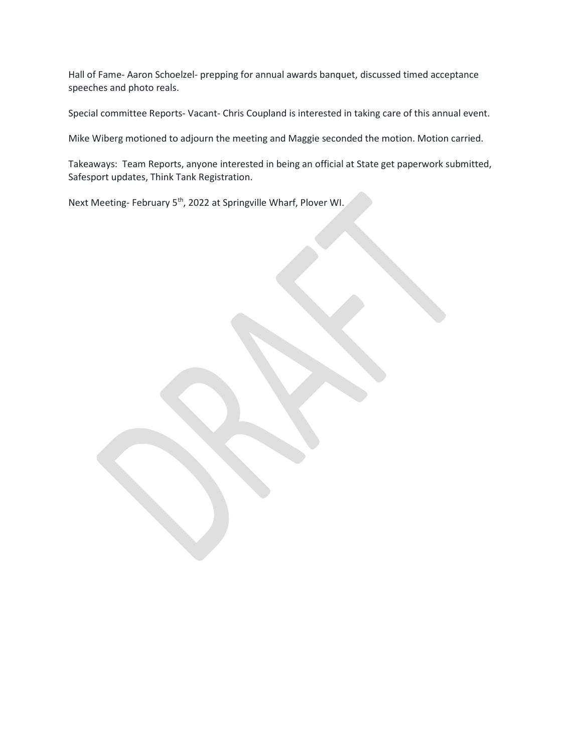Hall of Fame- Aaron Schoelzel- prepping for annual awards banquet, discussed timed acceptance speeches and photo reals.

Special committee Reports- Vacant- Chris Coupland is interested in taking care of this annual event.

Mike Wiberg motioned to adjourn the meeting and Maggie seconded the motion. Motion carried.

Takeaways: Team Reports, anyone interested in being an official at State get paperwork submitted, Safesport updates, Think Tank Registration.

Next Meeting- February 5th, 2022 at Springville Wharf, Plover WI.

DRAFT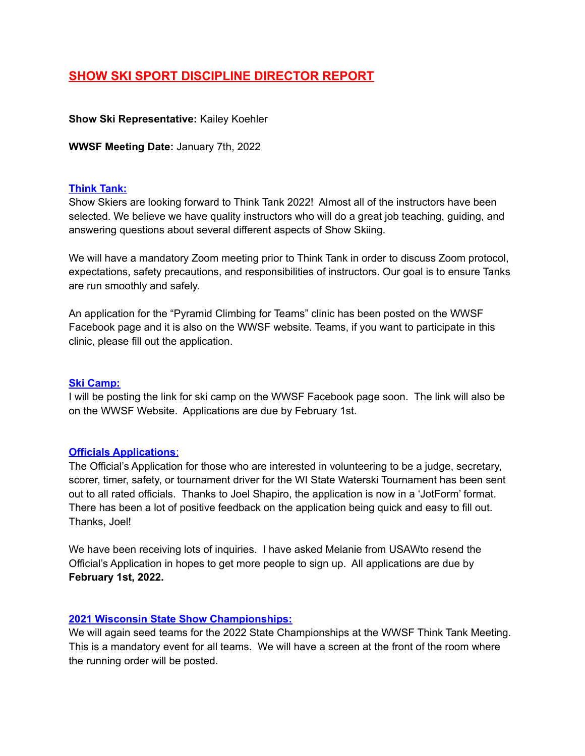# SHOW SKI SPORT DISCIPLINE DIRECTOR REPORT

**Show Ski Representative:** Kailey Koehler

**WWSF Meeting Date:** January 7th, 2022

## Think Tank:

Show Skiers are looking forward to Think Tank 2022! Almost all of the instructors have been selected. We believe we have quality instructors who will do a great job teaching, guiding, and answering questions about several different aspects of Show Skiing.

We will have a mandatory Zoom meeting prior to Think Tank in order to discuss Zoom protocol, expectations, safety precautions, and responsibilities of instructors. Our goal is to ensure Tanks are run smoothly and safely.

An application for the "Pyramid Climbing for Teams" clinic has been posted on the WWSF Facebook page and it is also on the WWSF website. Teams, if you want to participate in this clinic, please fill out the application.

## Ski Camp:

I will be posting the link for ski camp on the WWSF Facebook page soon. The link will also be on the WWSF Website. Applications are due by February 1st.

## Officials Applications:

The Official's Application for those who are interested in volunteering to be a judge, secretary, scorer, timer, safety, or tournament driver for the WI State Waterski Tournament has been sent out to all rated officials. Thanks to Joel Shapiro, the application is now in a 'JotForm' format. There has been a lot of positive feedback on the application being quick and easy to fill out. Thanks, Joel!

We have been receiving lots of inquiries. I have asked Melanie from USAWto resend the Official's Application in hopes to get more people to sign up. All applications are due by **February 1st, 2022.**

## 2021 Wisconsin State Show Championships:

We will again seed teams for the 2022 State Championships at the WWSF Think Tank Meeting. This is a mandatory event for all teams. We will have a screen at the front of the room where the running order will be posted.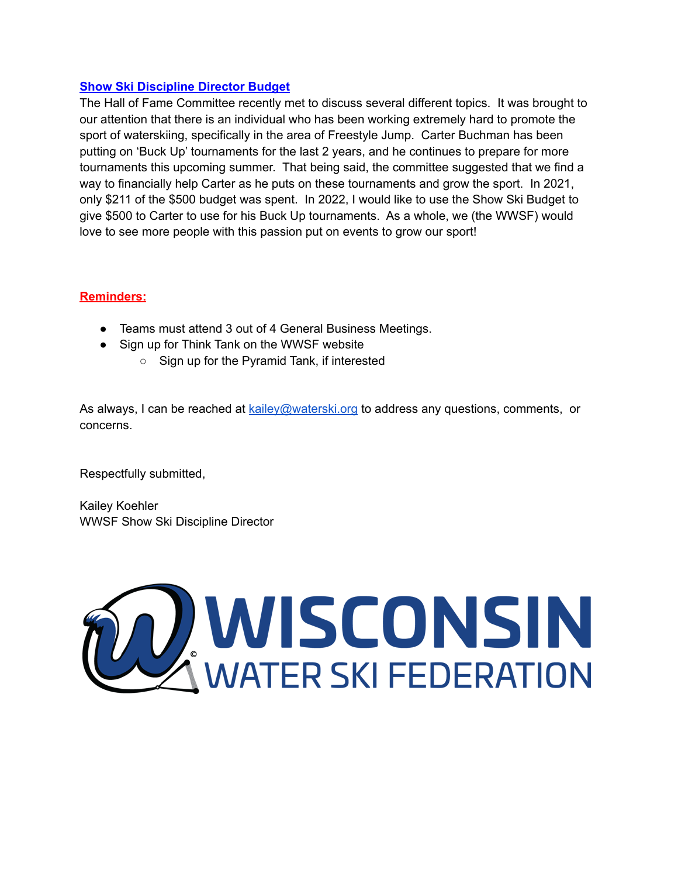## Show Ski Discipline Director Budget

The Hall of Fame Committee recently met to discuss several different topics. It was brought to our attention that there is an individual who has been working extremely hard to promote the sport of waterskiing, specifically in the area of Freestyle Jump. Carter Buchman has been putting on 'Buck Up' tournaments for the last 2 years, and he continues to prepare for more tournaments this upcoming summer. That being said, the committee suggested that we find a way to financially help Carter as he puts on these tournaments and grow the sport. In 2021, only $211 of the $500 budget was spent. In 2022, I would like to use the Show Ski Budget to give $500 to Carter to use for his Buck Up tournaments. As a whole, we (the WWSF) would love to see more people with this passion put on events to grow our sport!

## Reminders:

- Teams must attend 3 out of 4 General Business Meetings.
- Sign up for Think Tank on the WWSF website
  - Sign up for the Pyramid Tank, if interested

As always, I can be reached at kailey@waterski.org to address any questions, comments, or concerns.

Respectfully submitted,

Kailey Koehler
WWSF Show Ski Discipline Director

WISCONSIN WATER SKI FEDERATION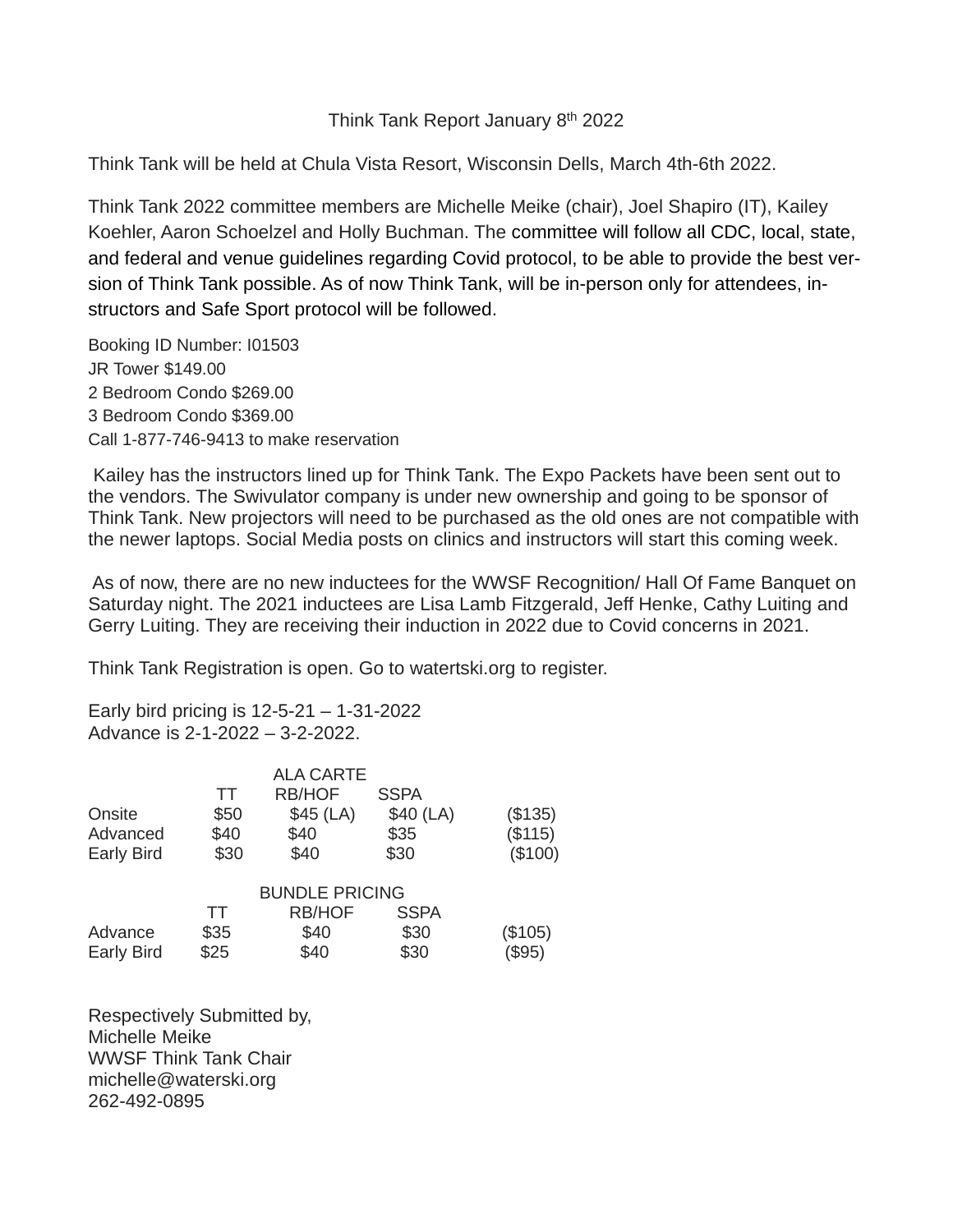Think Tank Report January 8th 2022

Think Tank will be held at Chula Vista Resort, Wisconsin Dells, March 4th-6th 2022.

Think Tank 2022 committee members are Michelle Meike (chair), Joel Shapiro (IT), Kailey Koehler, Aaron Schoelzel and Holly Buchman. The committee will follow all CDC, local, state, and federal and venue guidelines regarding Covid protocol, to be able to provide the best version of Think Tank possible. As of now Think Tank, will be in-person only for attendees, instructors and Safe Sport protocol will be followed.

Booking ID Number: I01503
JR Tower $149.00
2 Bedroom Condo $269.00
3 Bedroom Condo $369.00
Call 1-877-746-9413 to make reservation

Kailey has the instructors lined up for Think Tank. The Expo Packets have been sent out to the vendors. The Swivulator company is under new ownership and going to be sponsor of Think Tank. New projectors will need to be purchased as the old ones are not compatible with the newer laptops. Social Media posts on clinics and instructors will start this coming week.

As of now, there are no new inductees for the WWSF Recognition/ Hall Of Fame Banquet on Saturday night. The 2021 inductees are Lisa Lamb Fitzgerald, Jeff Henke, Cathy Luiting and Gerry Luiting. They are receiving their induction in 2022 due to Covid concerns in 2021.

Think Tank Registration is open. Go to watertski.org to register.

Early bird pricing is 12-5-21 – 1-31-2022
Advance is 2-1-2022 – 3-2-2022.

ALA CARTE

| | TT | RB/HOF | SSPA | |
|---|---|---|---|---|
| Onsite | $50 | $45 (LA) | $40 (LA) | ($135) |
| Advanced | $40 | $40 | $35 | ($115) |
| Early Bird | $30 | $40 | $30 | ($100) |

BUNDLE PRICING

| | TT | RB/HOF | SSPA | |
|---|---|---|---|---|
| Advance | $35 | $40 | $30 | ($105) |
| Early Bird | $25 | $40 | $30 | ($95) |

Respectively Submitted by,
Michelle Meike
WWSF Think Tank Chair
michelle@waterski.org
262-492-0895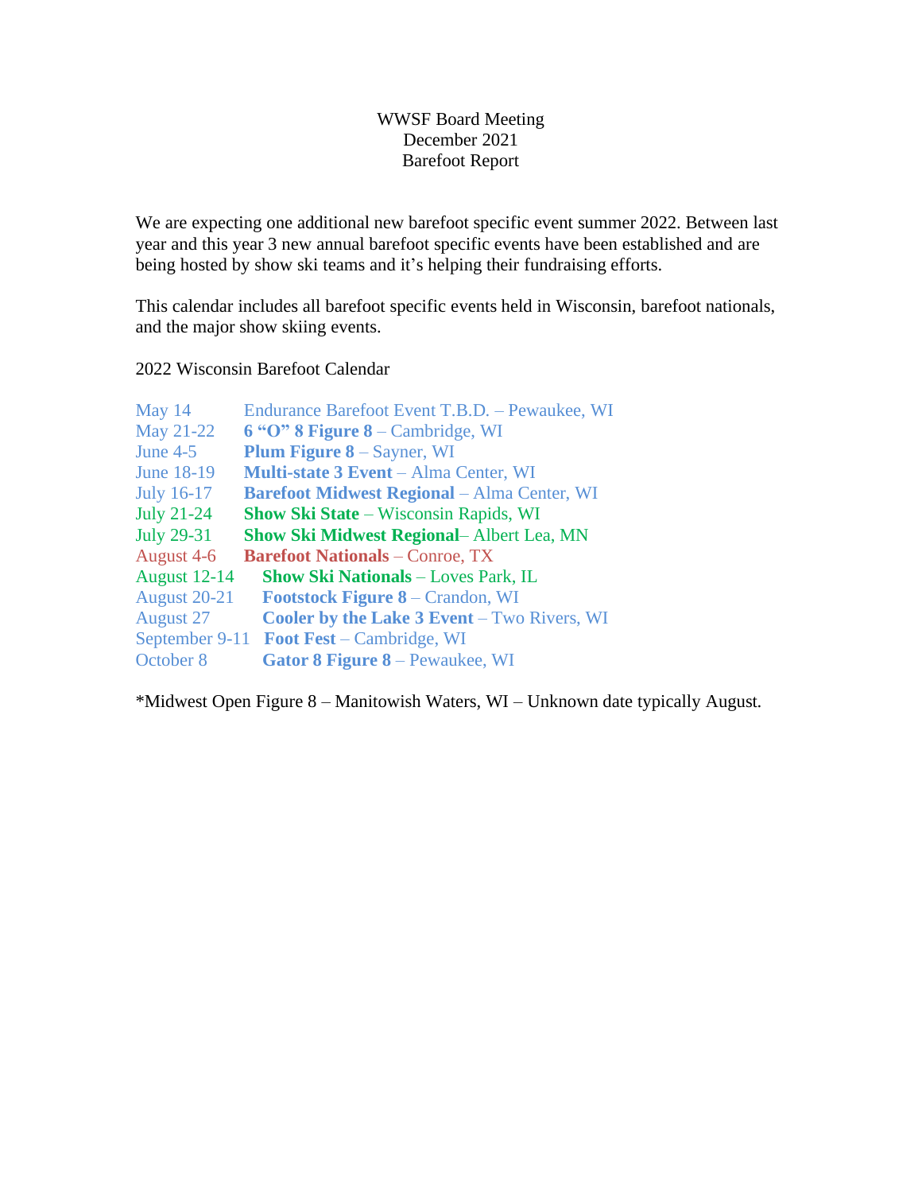WWSF Board Meeting
December 2021
Barefoot Report

We are expecting one additional new barefoot specific event summer 2022. Between last year and this year 3 new annual barefoot specific events have been established and are being hosted by show ski teams and it's helping their fundraising efforts.

This calendar includes all barefoot specific events held in Wisconsin, barefoot nationals, and the major show skiing events.

2022 Wisconsin Barefoot Calendar

| | |
|---|---|
| May 14 | Endurance Barefoot Event T.B.D. – Pewaukee, WI |
| May 21-22 | **6 "O" 8 Figure 8** – Cambridge, WI |
| June 4-5 | **Plum Figure 8** – Sayner, WI |
| June 18-19 | **Multi-state 3 Event** – Alma Center, WI |
| July 16-17 | **Barefoot Midwest Regional** – Alma Center, WI |
| July 21-24 | **Show Ski State** – Wisconsin Rapids, WI |
| July 29-31 | **Show Ski Midwest Regional**– Albert Lea, MN |
| August 4-6 | **Barefoot Nationals** – Conroe, TX |
| August 12-14 | **Show Ski Nationals** – Loves Park, IL |
| August 20-21 | **Footstock Figure 8** – Crandon, WI |
| August 27 | **Cooler by the Lake 3 Event** – Two Rivers, WI |
| September 9-11 | **Foot Fest** – Cambridge, WI |
| October 8 | **Gator 8 Figure 8** – Pewaukee, WI |

*Midwest Open Figure 8 – Manitowish Waters, WI – Unknown date typically August.